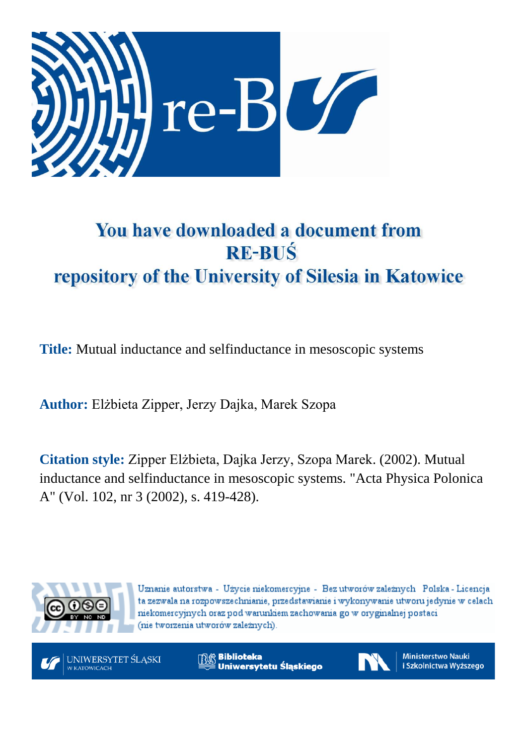# You have downloaded a document from RE-BUŚ repository of the University of Silesia in Katowice

**Title:** Mutual inductance and selfinductance in mesoscopic systems

**Author:** Elżbieta Zipper, Jerzy Dajka, Marek Szopa

**Citation style:** Zipper Elżbieta, Dajka Jerzy, Szopa Marek. (2002). Mutual inductance and selfinductance in mesoscopic systems. "Acta Physica Polonica A" (Vol. 102, nr 3 (2002), s. 419-428).

Uznanie autorstwa - Użycie niekomercyjne - Bez utworów zależnych Polska - Licencja ta zezwala na rozpowszechnianie, przedstawianie i wykonywanie utworu jedynie w celach niekomercyjnych oraz pod warunkiem zachowania go w oryginalnej postaci (nie tworzenia utworów zależnych).

UNIWERSYTET ŚLĄSKI W KATOWICACH

Biblioteka Uniwersytetu Śląskiego

Ministerstwo Nauki i Szkolnictwa Wyższego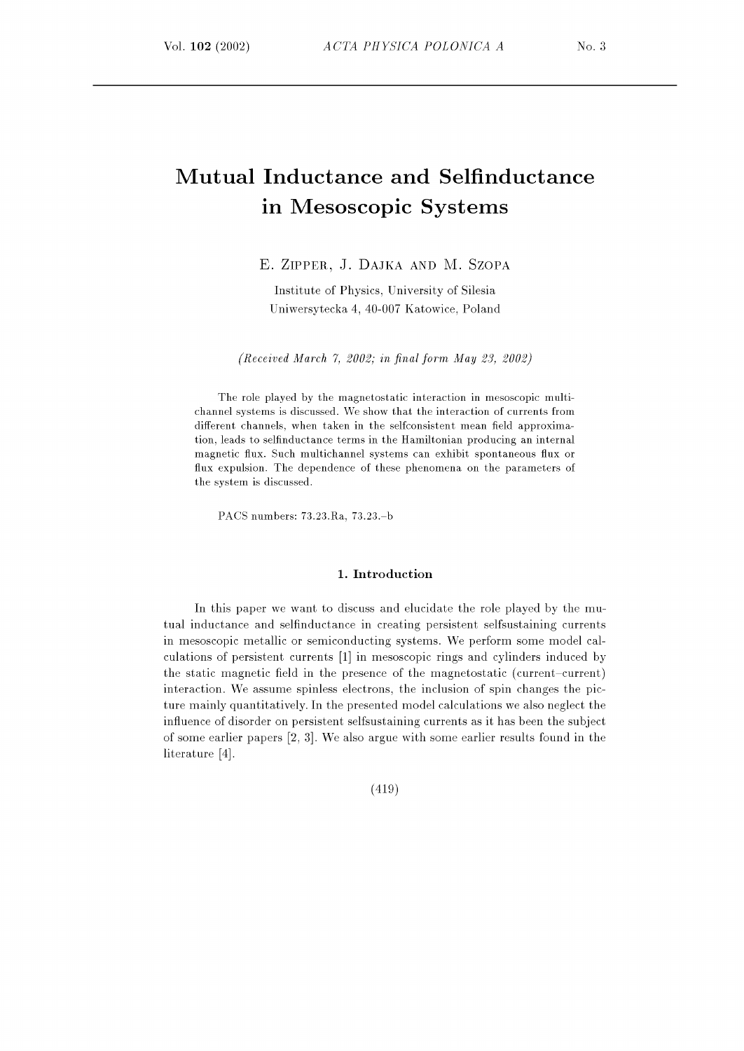# Mutual Inductance and Selfinductance in Mesoscopic Systems

E. Zipper, J. Dajka and M. Szopa

Institute of Physics, University of Silesia
Uniwersytecka 4, 40-007 Katowice, Poland

*(Received March 7, 2002; in final form May 23, 2002)*

The role played by the magnetostatic interaction in mesoscopic multichannel systems is discussed. We show that the interaction of currents from different channels, when taken in the selfconsistent mean field approximation, leads to selfinductance terms in the Hamiltonian producing an internal magnetic flux. Such multichannel systems can exhibit spontaneous flux or flux expulsion. The dependence of these phenomena on the parameters of the system is discussed.

PACS numbers: 73.23.Ra, 73.23.–b

## 1. Introduction

In this paper we want to discuss and elucidate the role played by the mutual inductance and selfinductance in creating persistent selfsustaining currents in mesoscopic metallic or semiconducting systems. We perform some model calculations of persistent currents [1] in mesoscopic rings and cylinders induced by the static magnetic field in the presence of the magnetostatic (current–current) interaction. We assume spinless electrons, the inclusion of spin changes the picture mainly quantitatively. In the presented model calculations we also neglect the influence of disorder on persistent selfsustaining currents as it has been the subject of some earlier papers [2, 3]. We also argue with some earlier results found in the literature [4].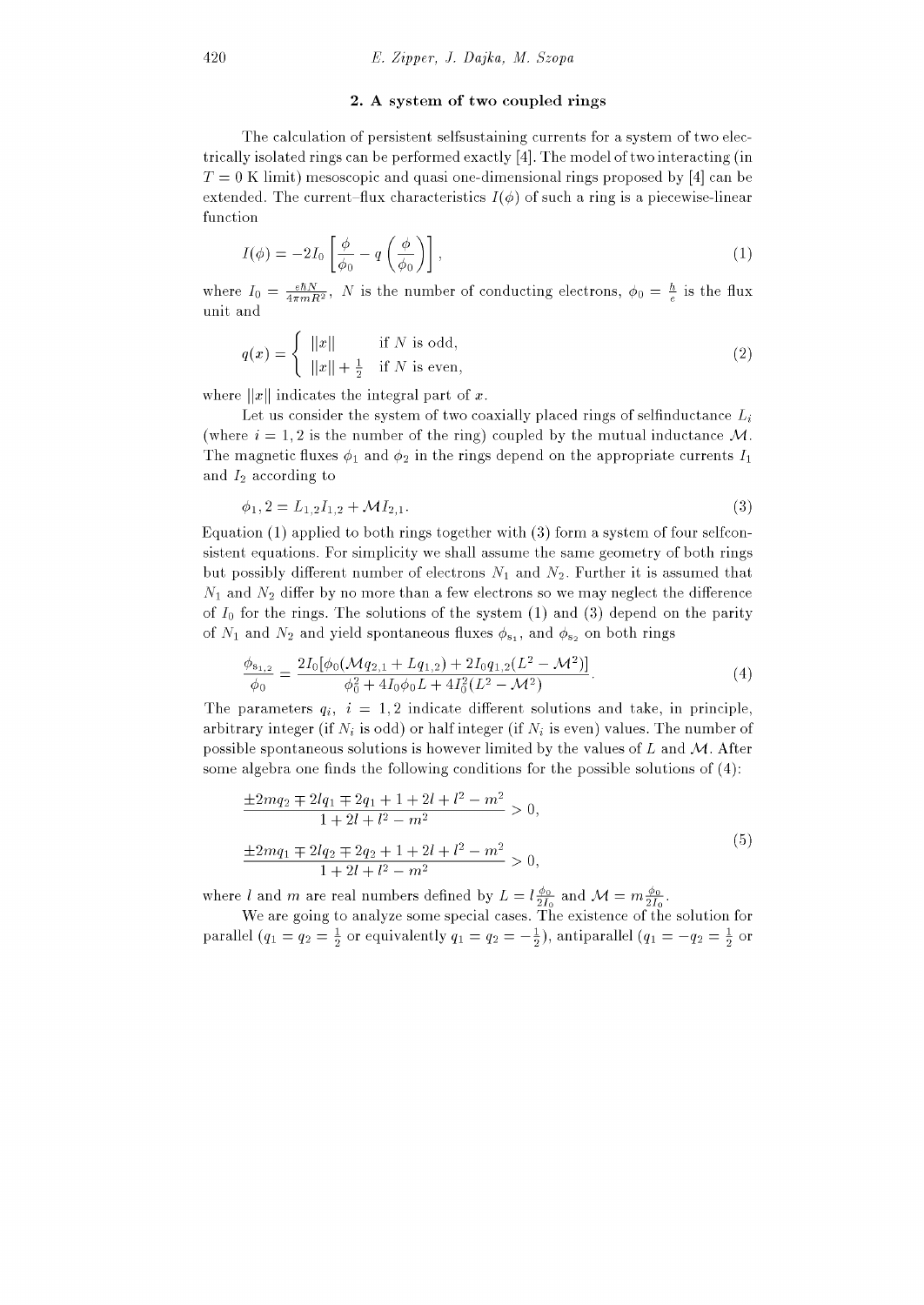## 2. A system of two coupled rings

The calculation of persistent selfsustaining currents for a system of two electrically isolated rings can be performed exactly [4]. The model of two interacting (in $T = 0$ K limit) mesoscopic and quasi one-dimensional rings proposed by [4] can be extended. The current–flux characteristics $I(\phi)$ of such a ring is a piecewise-linear function

$$I(\phi) = -2I_0 \left[ \frac{\phi}{\phi_0} - q\left(\frac{\phi}{\phi_0}\right) \right], \tag{1}$$

where $I_0 = \frac{e\hbar N}{4\pi m R^2}$, $N$ is the number of conducting electrons, $\phi_0 = \frac{h}{e}$ is the flux unit and

$$q(x) = \begin{cases} \|x\| & \text{if } N \text{ is odd,} \\ \|x\| + \frac{1}{2} & \text{if } N \text{ is even,} \end{cases} \tag{2}$$

where $\|x\|$ indicates the integral part of $x$.

Let us consider the system of two coaxially placed rings of selfinductance $L_i$ (where $i = 1, 2$ is the number of the ring) coupled by the mutual inductance $\mathcal{M}$. The magnetic fluxes $\phi_1$ and $\phi_2$ in the rings depend on the appropriate currents $I_1$ and $I_2$ according to

$$\phi_1, 2 = L_{1,2} I_{1,2} + \mathcal{M} I_{2,1}. \tag{3}$$

Equation (1) applied to both rings together with (3) form a system of four selfconsistent equations. For simplicity we shall assume the same geometry of both rings but possibly different number of electrons $N_1$ and $N_2$. Further it is assumed that $N_1$ and $N_2$ differ by no more than a few electrons so we may neglect the difference of $I_0$ for the rings. The solutions of the system (1) and (3) depend on the parity of $N_1$ and $N_2$ and yield spontaneous fluxes $\phi_{s_1}$, and $\phi_{s_2}$ on both rings

$$\frac{\phi_{s_{1,2}}}{\phi_0} = \frac{2I_0[\phi_0(\mathcal{M}q_{2,1} + Lq_{1,2}) + 2I_0 q_{1,2}(L^2 - \mathcal{M}^2)]}{\phi_0^2 + 4I_0\phi_0 L + 4I_0^2(L^2 - \mathcal{M}^2)}. \tag{4}$$

The parameters $q_i$, $i = 1, 2$ indicate different solutions and take, in principle, arbitrary integer (if $N_i$ is odd) or half integer (if $N_i$ is even) values. The number of possible spontaneous solutions is however limited by the values of $L$ and $\mathcal{M}$. After some algebra one finds the following conditions for the possible solutions of (4):

$$\begin{gathered} \frac{\pm 2mq_2 \mp 2lq_1 \mp 2q_1 + 1 + 2l + l^2 - m^2}{1 + 2l + l^2 - m^2} > 0, \\ \frac{\pm 2mq_1 \mp 2lq_2 \mp 2q_2 + 1 + 2l + l^2 - m^2}{1 + 2l + l^2 - m^2} > 0, \end{gathered} \tag{5}$$

where $l$ and $m$ are real numbers defined by $L = l\frac{\phi_0}{2I_0}$ and $\mathcal{M} = m\frac{\phi_0}{2I_0}$.

We are going to analyze some special cases. The existence of the solution for parallel ($q_1 = q_2 = \frac{1}{2}$ or equivalently $q_1 = q_2 = -\frac{1}{2}$), antiparallel ($q_1 = -q_2 = \frac{1}{2}$ or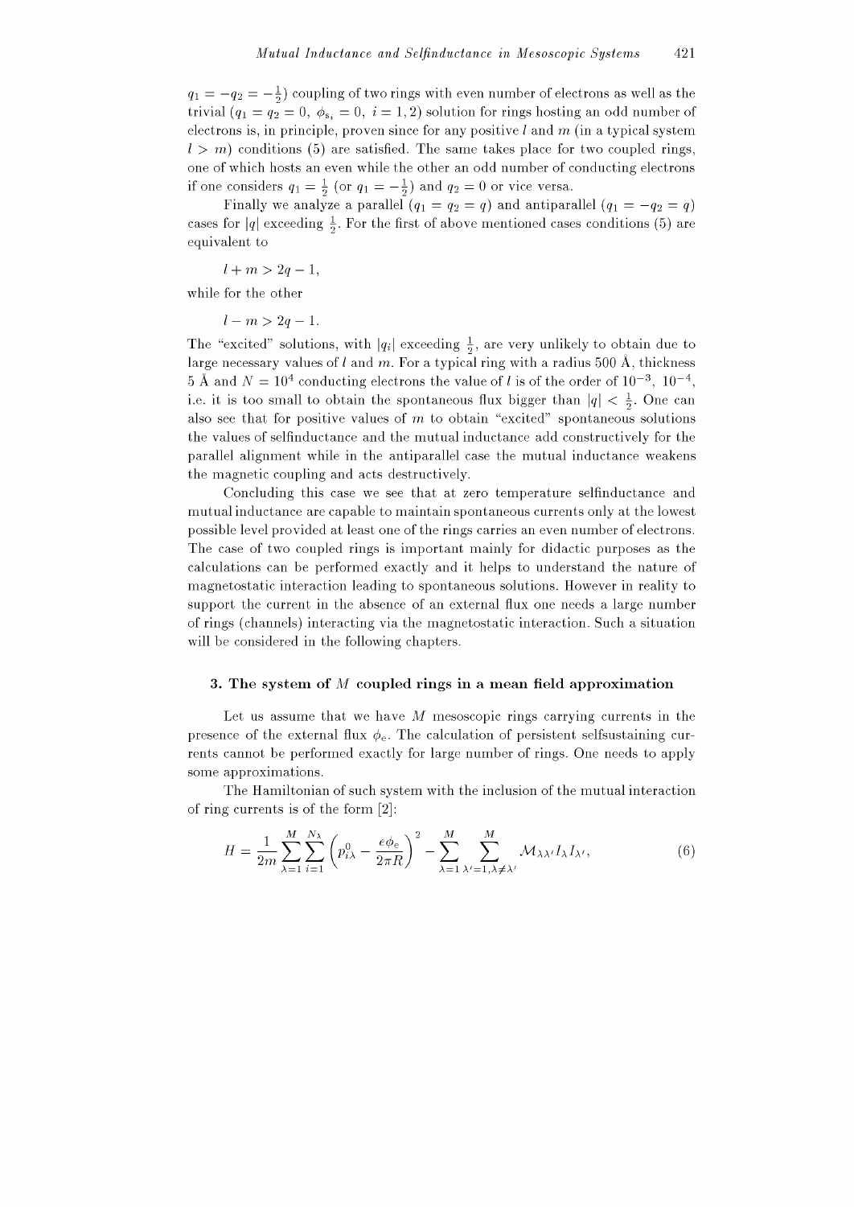$q_1 = -q_2 = -\frac{1}{2}$) coupling of two rings with even number of electrons as well as the trivial ($q_1 = q_2 = 0,\ \phi_{s_i} = 0,\ i = 1, 2$) solution for rings hosting an odd number of electrons is, in principle, proven since for any positive $l$ and $m$ (in a typical system $l > m$) conditions (5) are satisfied. The same takes place for two coupled rings, one of which hosts an even while the other an odd number of conducting electrons if one considers $q_1 = \frac{1}{2}$ (or $q_1 = -\frac{1}{2}$) and $q_2 = 0$ or vice versa.

Finally we analyze a parallel ($q_1 = q_2 = q$) and antiparallel ($q_1 = -q_2 = q$) cases for $|q|$ exceeding $\frac{1}{2}$. For the first of above mentioned cases conditions (5) are equivalent to

$$l + m > 2q - 1,$$

while for the other

$$l - m > 2q - 1.$$

The "excited" solutions, with $|q_i|$ exceeding $\frac{1}{2}$, are very unlikely to obtain due to large necessary values of $l$ and $m$. For a typical ring with a radius 500 Å, thickness 5 Å and $N = 10^4$ conducting electrons the value of $l$ is of the order of $10^{-3}$, $10^{-4}$, i.e. it is too small to obtain the spontaneous flux bigger than $|q| < \frac{1}{2}$. One can also see that for positive values of $m$ to obtain "excited" spontaneous solutions the values of selfinductance and the mutual inductance add constructively for the parallel alignment while in the antiparallel case the mutual inductance weakens the magnetic coupling and acts destructively.

Concluding this case we see that at zero temperature selfinductance and mutual inductance are capable to maintain spontaneous currents only at the lowest possible level provided at least one of the rings carries an even number of electrons. The case of two coupled rings is important mainly for didactic purposes as the calculations can be performed exactly and it helps to understand the nature of magnetostatic interaction leading to spontaneous solutions. However in reality to support the current in the absence of an external flux one needs a large number of rings (channels) interacting via the magnetostatic interaction. Such a situation will be considered in the following chapters.

## 3. The system of $M$ coupled rings in a mean field approximation

Let us assume that we have $M$ mesoscopic rings carrying currents in the presence of the external flux $\phi_e$. The calculation of persistent selfsustaining currents cannot be performed exactly for large number of rings. One needs to apply some approximations.

The Hamiltonian of such system with the inclusion of the mutual interaction of ring currents is of the form [2]:

$$H = \frac{1}{2m}\sum_{\lambda=1}^{M}\sum_{i=1}^{N_\lambda}\left(p_{i\lambda}^0 - \frac{e\phi_e}{2\pi R}\right)^2 - \sum_{\lambda=1}^{M}\sum_{\lambda'=1,\lambda\neq\lambda'}^{M}\mathcal{M}_{\lambda\lambda'}I_\lambda I_{\lambda'}, \tag{6}$$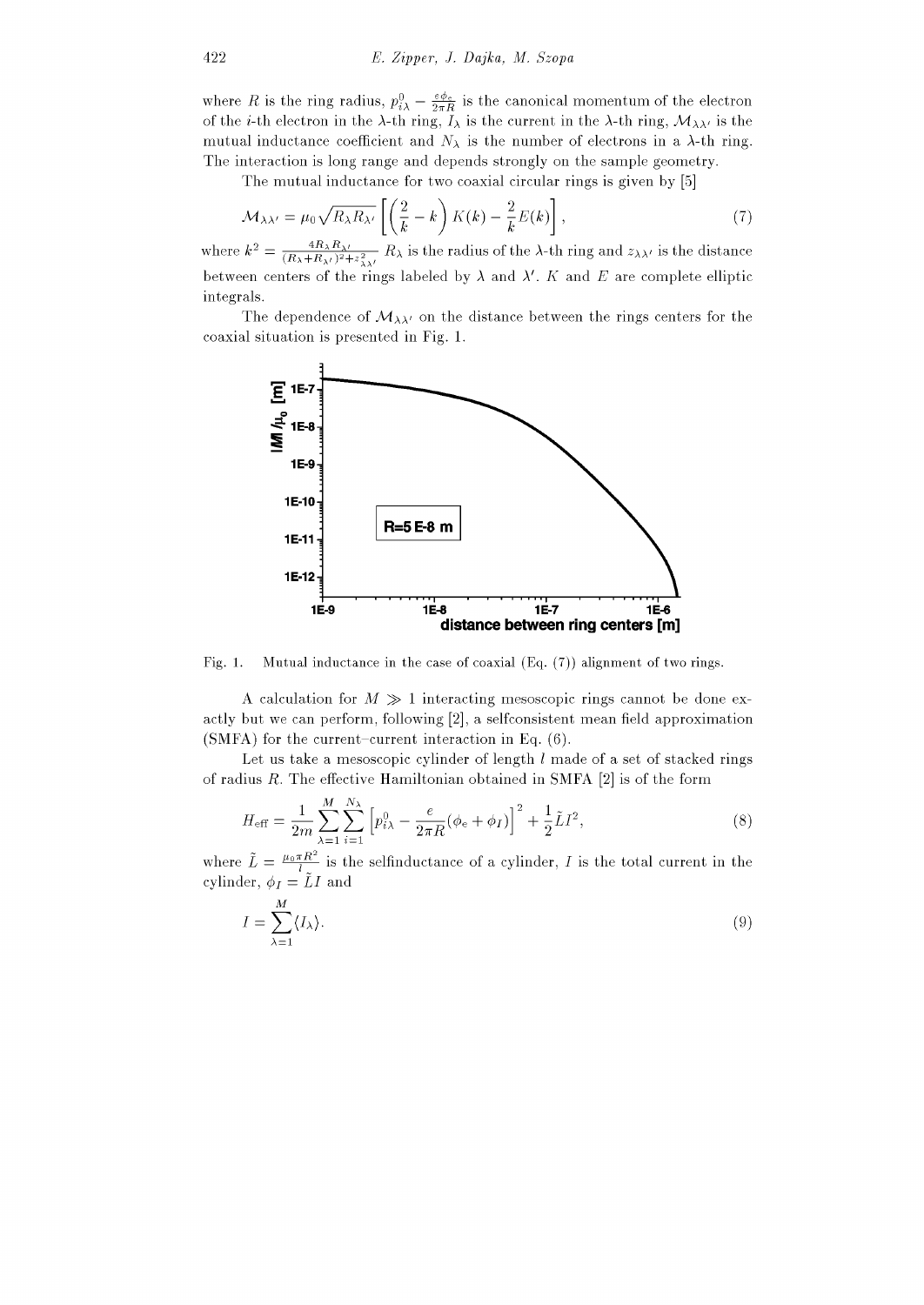where $R$ is the ring radius, $p_{i\lambda}^0 - \frac{e\phi_e}{2\pi R}$ is the canonical momentum of the electron of the $i$-th electron in the $\lambda$-th ring, $I_\lambda$ is the current in the $\lambda$-th ring, $\mathcal{M}_{\lambda\lambda'}$ is the mutual inductance coefficient and $N_\lambda$ is the number of electrons in a $\lambda$-th ring. The interaction is long range and depends strongly on the sample geometry.

The mutual inductance for two coaxial circular rings is given by [5]

$$\mathcal{M}_{\lambda\lambda'} = \mu_0 \sqrt{R_\lambda R_{\lambda'}} \left[ \left( \frac{2}{k} - k \right) K(k) - \frac{2}{k} E(k) \right], \tag{7}$$

where $k^2 = \frac{4R_\lambda R_{\lambda'}}{(R_\lambda + R_{\lambda'})^2 + z_{\lambda\lambda'}^2}$, $R_\lambda$ is the radius of the $\lambda$-th ring and $z_{\lambda\lambda'}$ is the distance between centers of the rings labeled by $\lambda$ and $\lambda'$. $K$ and $E$ are complete elliptic integrals.

The dependence of $\mathcal{M}_{\lambda\lambda'}$ on the distance between the rings centers for the coaxial situation is presented in Fig. 1.

Fig. 1. Mutual inductance in the case of coaxial (Eq. (7)) alignment of two rings.

A calculation for $M \gg 1$ interacting mesoscopic rings cannot be done exactly but we can perform, following [2], a selfconsistent mean field approximation (SMFA) for the current–current interaction in Eq. (6).

Let us take a mesoscopic cylinder of length $l$ made of a set of stacked rings of radius $R$. The effective Hamiltonian obtained in SMFA [2] is of the form

$$H_{\text{eff}} = \frac{1}{2m} \sum_{\lambda=1}^{M} \sum_{i=1}^{N_\lambda} \left[ p_{i\lambda}^0 - \frac{e}{2\pi R}(\phi_e + \phi_I) \right]^2 + \frac{1}{2} \tilde{L} I^2, \tag{8}$$

where $\tilde{L} = \frac{\mu_0 \pi R^2}{l}$ is the selfinductance of a cylinder, $I$ is the total current in the cylinder, $\phi_I = \tilde{L} I$ and

$$I = \sum_{\lambda=1}^{M} \langle I_\lambda \rangle. \tag{9}$$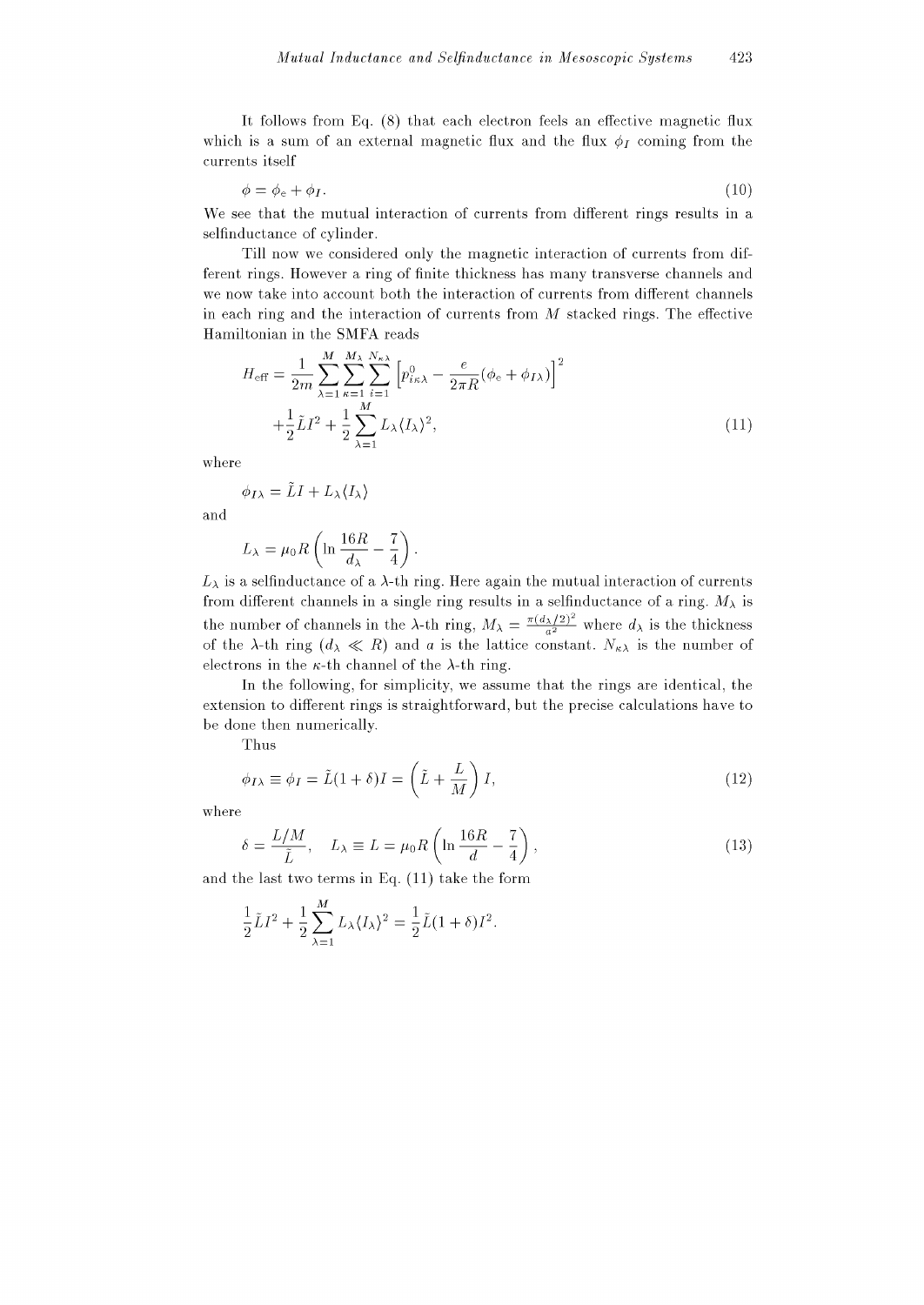It follows from Eq. (8) that each electron feels an effective magnetic flux which is a sum of an external magnetic flux and the flux $\phi_I$ coming from the currents itself

$$\phi = \phi_{\rm e} + \phi_I. \tag{10}$$

We see that the mutual interaction of currents from different rings results in a selfinductance of cylinder.

Till now we considered only the magnetic interaction of currents from different rings. However a ring of finite thickness has many transverse channels and we now take into account both the interaction of currents from different channels in each ring and the interaction of currents from $M$ stacked rings. The effective Hamiltonian in the SMFA reads

$$H_{\rm eff} = \frac{1}{2m}\sum_{\lambda=1}^{M}\sum_{\kappa=1}^{M_\lambda}\sum_{i=1}^{N_{\kappa\lambda}}\left[p^0_{i\kappa\lambda} - \frac{e}{2\pi R}(\phi_{\rm e} + \phi_{I\lambda})\right]^2 + \frac{1}{2}\tilde{L}I^2 + \frac{1}{2}\sum_{\lambda=1}^{M} L_\lambda \langle I_\lambda\rangle^2, \tag{11}$$

where

$$\phi_{I\lambda} = \tilde{L}I + L_\lambda\langle I_\lambda\rangle$$

and

$$L_\lambda = \mu_0 R\left(\ln\frac{16R}{d_\lambda} - \frac{7}{4}\right).$$

$L_\lambda$ is a selfinductance of a $\lambda$-th ring. Here again the mutual interaction of currents from different channels in a single ring results in a selfinductance of a ring. $M_\lambda$ is the number of channels in the $\lambda$-th ring, $M_\lambda = \frac{\pi(d_\lambda/2)^2}{a^2}$ where $d_\lambda$ is the thickness of the $\lambda$-th ring ($d_\lambda \ll R$) and $a$ is the lattice constant. $N_{\kappa\lambda}$ is the number of electrons in the $\kappa$-th channel of the $\lambda$-th ring.

In the following, for simplicity, we assume that the rings are identical, the extension to different rings is straightforward, but the precise calculations have to be done then numerically.

Thus

$$\phi_{I\lambda} \equiv \phi_I = \tilde{L}(1+\delta)I = \left(\tilde{L} + \frac{L}{M}\right)I, \tag{12}$$

where

$$\delta = \frac{L/M}{\tilde{L}}, \quad L_\lambda \equiv L = \mu_0 R\left(\ln\frac{16R}{d} - \frac{7}{4}\right), \tag{13}$$

and the last two terms in Eq. (11) take the form

$$\frac{1}{2}\tilde{L}I^2 + \frac{1}{2}\sum_{\lambda=1}^{M} L_\lambda\langle I_\lambda\rangle^2 = \frac{1}{2}\tilde{L}(1+\delta)I^2.$$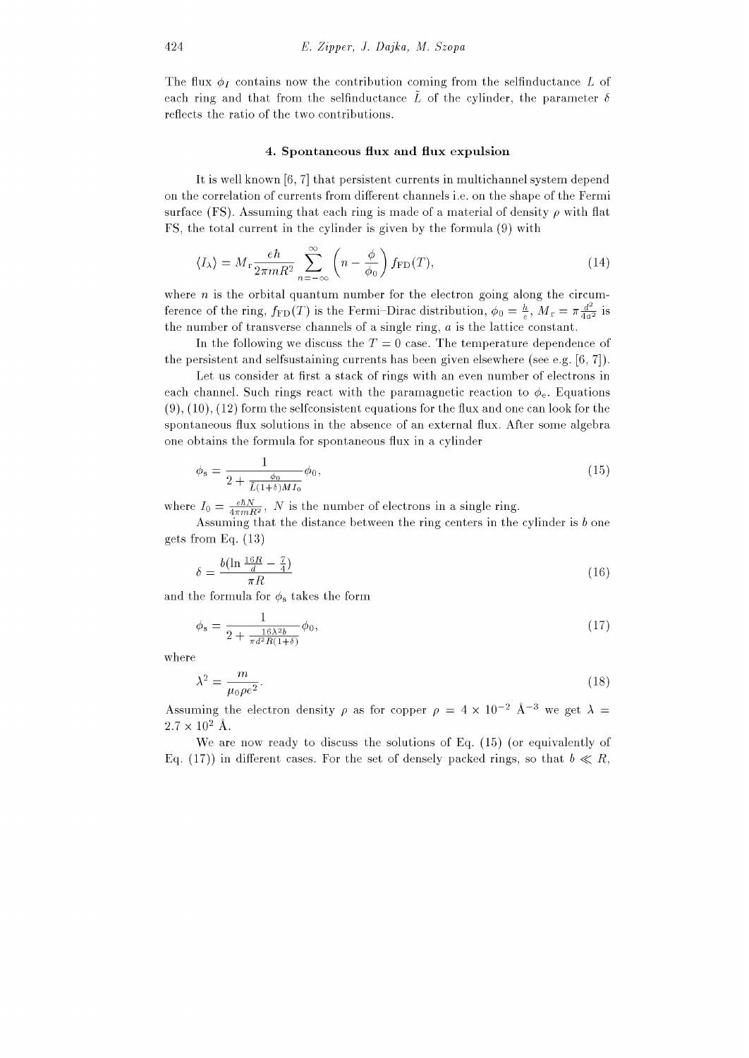The flux $\phi_I$ contains now the contribution coming from the selfinductance $L$ of each ring and that from the selfinductance $\tilde{L}$ of the cylinder, the parameter $\delta$ reflects the ratio of the two contributions.

## 4. Spontaneous flux and flux expulsion

It is well known [6, 7] that persistent currents in multichannel system depend on the correlation of currents from different channels i.e. on the shape of the Fermi surface (FS). Assuming that each ring is made of a material of density $\rho$ with flat FS, the total current in the cylinder is given by the formula (9) with

$$\langle I_\lambda \rangle = M_{\mathrm{r}} \frac{e\hbar}{2\pi m R^2} \sum_{n=-\infty}^{\infty} \left( n - \frac{\phi}{\phi_0} \right) f_{\mathrm{FD}}(T), \tag{14}$$

where $n$ is the orbital quantum number for the electron going along the circumference of the ring, $f_{\mathrm{FD}}(T)$ is the Fermi–Dirac distribution, $\phi_0 = \frac{h}{e}$, $M_{\mathrm{r}} = \pi \frac{d^2}{4a^2}$ is the number of transverse channels of a single ring, $a$ is the lattice constant.

In the following we discuss the $T = 0$ case. The temperature dependence of the persistent and selfsustaining currents has been given elsewhere (see e.g. [6, 7]).

Let us consider at first a stack of rings with an even number of electrons in each channel. Such rings react with the paramagnetic reaction to $\phi_{\mathrm{e}}$. Equations (9), (10), (12) form the selfconsistent equations for the flux and one can look for the spontaneous flux solutions in the absence of an external flux. After some algebra one obtains the formula for spontaneous flux in a cylinder

$$\phi_{\mathrm{s}} = \frac{1}{2 + \frac{\phi_0}{\tilde{L}(1+\delta) M I_0}} \phi_0, \tag{15}$$

where $I_0 = \frac{e\hbar N}{4\pi m R^2}$, $N$ is the number of electrons in a single ring.

Assuming that the distance between the ring centers in the cylinder is $b$ one gets from Eq. (13)

$$\delta = \frac{b(\ln \frac{16R}{d} - \frac{7}{4})}{\pi R} \tag{16}$$

and the formula for $\phi_{\mathrm{s}}$ takes the form

$$\phi_{\mathrm{s}} = \frac{1}{2 + \frac{16\lambda^2 b}{\pi d^2 R(1+\delta)}} \phi_0, \tag{17}$$

where

$$\lambda^2 = \frac{m}{\mu_0 \rho e^2}. \tag{18}$$

Assuming the electron density $\rho$ as for copper $\rho = 4 \times 10^{-2}$ Å$^{-3}$ we get $\lambda = 2.7 \times 10^{2}$ Å.

We are now ready to discuss the solutions of Eq. (15) (or equivalently of Eq. (17)) in different cases. For the set of densely packed rings, so that $b \ll R$,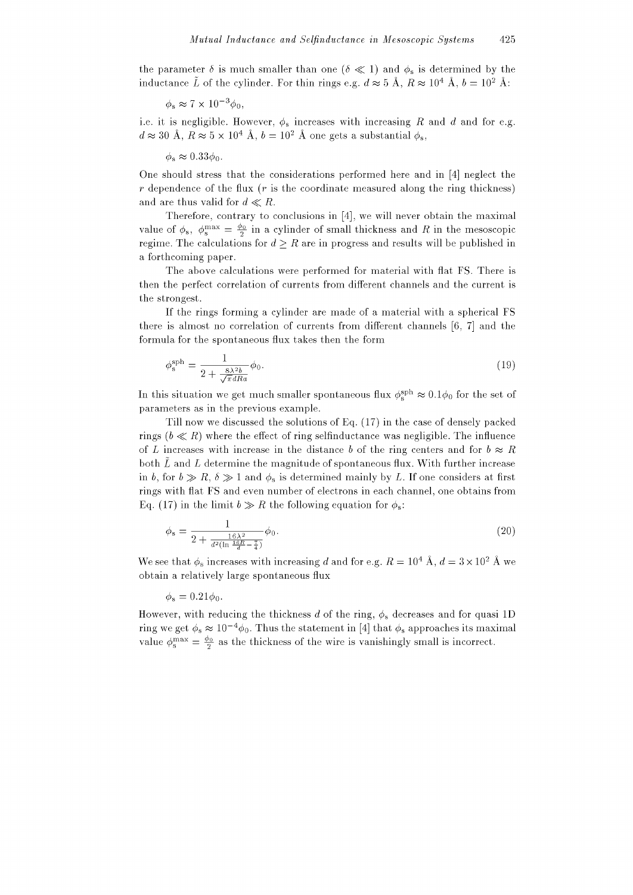the parameter $\delta$ is much smaller than one ($\delta \ll 1$) and $\phi_s$ is determined by the inductance $\tilde{L}$ of the cylinder. For thin rings e.g. $d \approx 5$ Å, $R \approx 10^4$ Å, $b = 10^2$ Å:

$$\phi_s \approx 7 \times 10^{-3}\phi_0,$$

i.e. it is negligible. However, $\phi_s$ increases with increasing $R$ and $d$ and for e.g. $d \approx 30$ Å, $R \approx 5 \times 10^4$ Å, $b = 10^2$ Å one gets a substantial $\phi_s$,

$$\phi_s \approx 0.33\phi_0.$$

One should stress that the considerations performed here and in [4] neglect the $r$ dependence of the flux ($r$ is the coordinate measured along the ring thickness) and are thus valid for $d \ll R$.

Therefore, contrary to conclusions in [4], we will never obtain the maximal value of $\phi_s$, $\phi_s^{\max} = \frac{\phi_0}{2}$ in a cylinder of small thickness and $R$ in the mesoscopic regime. The calculations for $d \geq R$ are in progress and results will be published in a forthcoming paper.

The above calculations were performed for material with flat FS. There is then the perfect correlation of currents from different channels and the current is the strongest.

If the rings forming a cylinder are made of a material with a spherical FS there is almost no correlation of currents from different channels [6, 7] and the formula for the spontaneous flux takes then the form

$$\phi_s^{\mathrm{sph}} = \frac{1}{2 + \frac{8\lambda^2 b}{\sqrt{\pi} dRa}}\phi_0. \tag{19}$$

In this situation we get much smaller spontaneous flux $\phi_s^{\mathrm{sph}} \approx 0.1\phi_0$ for the set of parameters as in the previous example.

Till now we discussed the solutions of Eq. (17) in the case of densely packed rings ($b \ll R$) where the effect of ring selfinductance was negligible. The influence of $L$ increases with increase in the distance $b$ of the ring centers and for $b \approx R$ both $\tilde{L}$ and $L$ determine the magnitude of spontaneous flux. With further increase in $b$, for $b \gg R$, $\delta \gg 1$ and $\phi_s$ is determined mainly by $L$. If one considers at first rings with flat FS and even number of electrons in each channel, one obtains from Eq. (17) in the limit $b \gg R$ the following equation for $\phi_s$:

$$\phi_s = \frac{1}{2 + \frac{16\lambda^2}{d^2(\ln\frac{16R}{d} - \frac{7}{4})}}\phi_0. \tag{20}$$

We see that $\phi_s$ increases with increasing $d$ and for e.g. $R = 10^4$ Å, $d = 3 \times 10^2$ Å we obtain a relatively large spontaneous flux

$$\phi_s = 0.21\phi_0.$$

However, with reducing the thickness $d$ of the ring, $\phi_s$ decreases and for quasi 1D ring we get $\phi_s \approx 10^{-4}\phi_0$. Thus the statement in [4] that $\phi_s$ approaches its maximal value $\phi_s^{\max} = \frac{\phi_0}{2}$ as the thickness of the wire is vanishingly small is incorrect.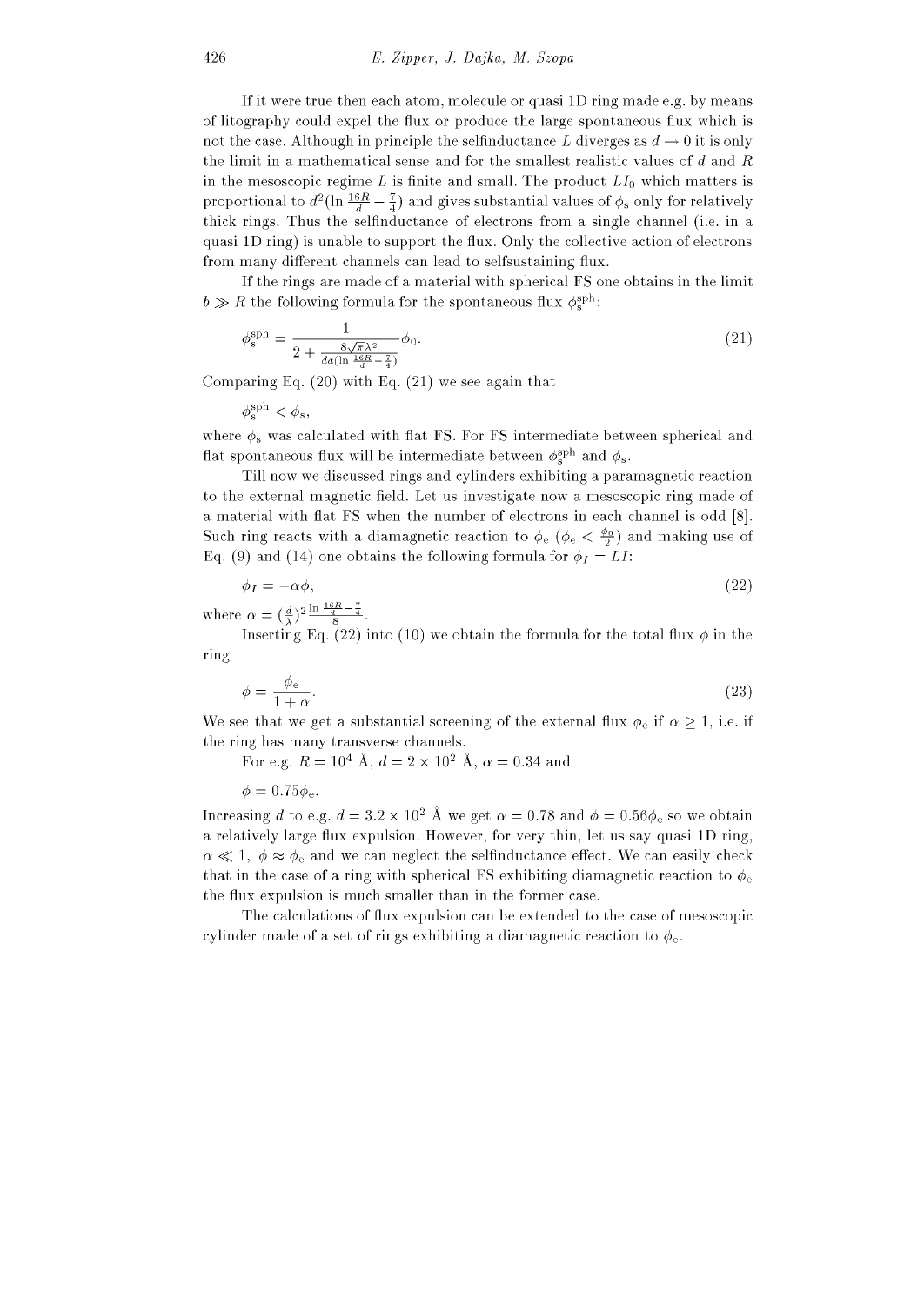If it were true then each atom, molecule or quasi 1D ring made e.g. by means of litography could expel the flux or produce the large spontaneous flux which is not the case. Although in principle the selfinductance $L$ diverges as $d \to 0$ it is only the limit in a mathematical sense and for the smallest realistic values of $d$ and $R$ in the mesoscopic regime $L$ is finite and small. The product $LI_0$ which matters is proportional to $d^2(\ln \frac{16R}{d} - \frac{7}{4})$ and gives substantial values of $\phi_s$ only for relatively thick rings. Thus the selfinductance of electrons from a single channel (i.e. in a quasi 1D ring) is unable to support the flux. Only the collective action of electrons from many different channels can lead to selfsustaining flux.

If the rings are made of a material with spherical FS one obtains in the limit $b \gg R$ the following formula for the spontaneous flux $\phi_s^{\mathrm{sph}}$:

$$\phi_s^{\mathrm{sph}} = \frac{1}{2 + \frac{8\sqrt{\pi}\lambda^2}{da(\ln \frac{16R}{d} - \frac{7}{4})}} \phi_0. \tag{21}$$

Comparing Eq. (20) with Eq. (21) we see again that

$$\phi_s^{\mathrm{sph}} < \phi_s,$$

where $\phi_s$ was calculated with flat FS. For FS intermediate between spherical and flat spontaneous flux will be intermediate between $\phi_s^{\mathrm{sph}}$ and $\phi_s$.

Till now we discussed rings and cylinders exhibiting a paramagnetic reaction to the external magnetic field. Let us investigate now a mesoscopic ring made of a material with flat FS when the number of electrons in each channel is odd [8]. Such ring reacts with a diamagnetic reaction to $\phi_e$ ($\phi_e < \frac{\phi_0}{2}$) and making use of Eq. (9) and (14) one obtains the following formula for $\phi_I = LI$:

$$\phi_I = -\alpha\phi, \tag{22}$$

where $\alpha = (\frac{d}{\lambda})^2 \frac{\ln \frac{16R}{d} - \frac{7}{4}}{8}$.

Inserting Eq. (22) into (10) we obtain the formula for the total flux $\phi$ in the ring

$$\phi = \frac{\phi_e}{1 + \alpha}. \tag{23}$$

We see that we get a substantial screening of the external flux $\phi_e$ if $\alpha \geq 1$, i.e. if the ring has many transverse channels.

For e.g. $R = 10^4$ Å, $d = 2 \times 10^2$ Å, $\alpha = 0.34$ and

$$\phi = 0.75\phi_e.$$

Increasing $d$ to e.g. $d = 3.2 \times 10^2$ Å we get $\alpha = 0.78$ and $\phi = 0.56\phi_e$ so we obtain a relatively large flux expulsion. However, for very thin, let us say quasi 1D ring, $\alpha \ll 1$, $\phi \approx \phi_e$ and we can neglect the selfinductance effect. We can easily check that in the case of a ring with spherical FS exhibiting diamagnetic reaction to $\phi_e$ the flux expulsion is much smaller than in the former case.

The calculations of flux expulsion can be extended to the case of mesoscopic cylinder made of a set of rings exhibiting a diamagnetic reaction to $\phi_e$.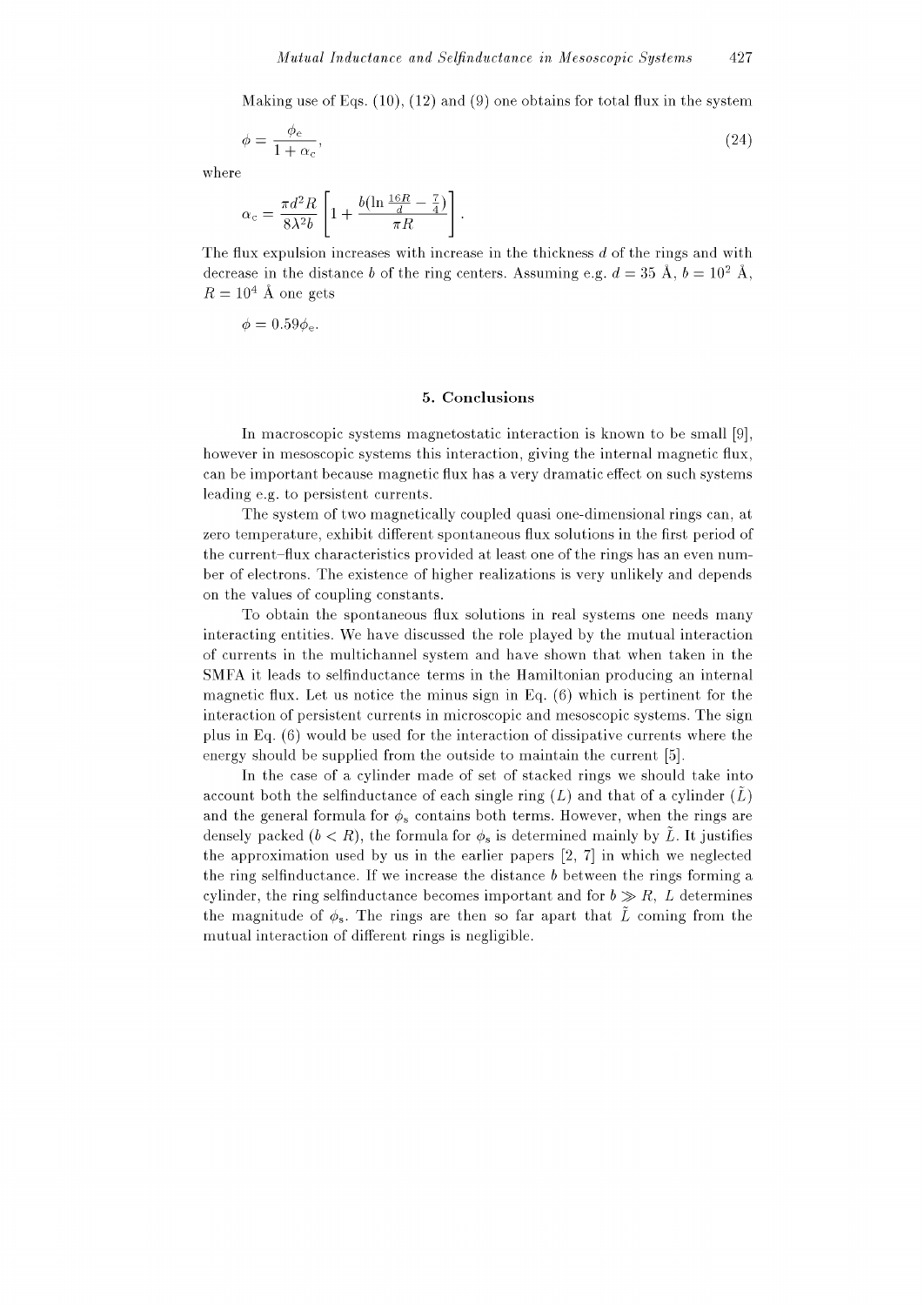Making use of Eqs. (10), (12) and (9) one obtains for total flux in the system

$$\phi = \frac{\phi_e}{1+\alpha_c}, \tag{24}$$

where

$$\alpha_c = \frac{\pi d^2 R}{8\lambda^2 b}\left[1 + \frac{b(\ln\frac{16R}{d} - \frac{7}{4})}{\pi R}\right].$$

The flux expulsion increases with increase in the thickness $d$ of the rings and with decrease in the distance $b$ of the ring centers. Assuming e.g. $d = 35$ Å, $b = 10^2$ Å, $R = 10^4$ Å one gets

$$\phi = 0.59\phi_e.$$

## 5. Conclusions

In macroscopic systems magnetostatic interaction is known to be small [9], however in mesoscopic systems this interaction, giving the internal magnetic flux, can be important because magnetic flux has a very dramatic effect on such systems leading e.g. to persistent currents.

The system of two magnetically coupled quasi one-dimensional rings can, at zero temperature, exhibit different spontaneous flux solutions in the first period of the current–flux characteristics provided at least one of the rings has an even number of electrons. The existence of higher realizations is very unlikely and depends on the values of coupling constants.

To obtain the spontaneous flux solutions in real systems one needs many interacting entities. We have discussed the role played by the mutual interaction of currents in the multichannel system and have shown that when taken in the SMFA it leads to selfinductance terms in the Hamiltonian producing an internal magnetic flux. Let us notice the minus sign in Eq. (6) which is pertinent for the interaction of persistent currents in microscopic and mesoscopic systems. The sign plus in Eq. (6) would be used for the interaction of dissipative currents where the energy should be supplied from the outside to maintain the current [5].

In the case of a cylinder made of set of stacked rings we should take into account both the selfinductance of each single ring ($L$) and that of a cylinder ($\tilde{L}$) and the general formula for $\phi_s$ contains both terms. However, when the rings are densely packed ($b < R$), the formula for $\phi_s$ is determined mainly by $\tilde{L}$. It justifies the approximation used by us in the earlier papers [2, 7] in which we neglected the ring selfinductance. If we increase the distance $b$ between the rings forming a cylinder, the ring selfinductance becomes important and for $b \gg R$, $L$ determines the magnitude of $\phi_s$. The rings are then so far apart that $\tilde{L}$ coming from the mutual interaction of different rings is negligible.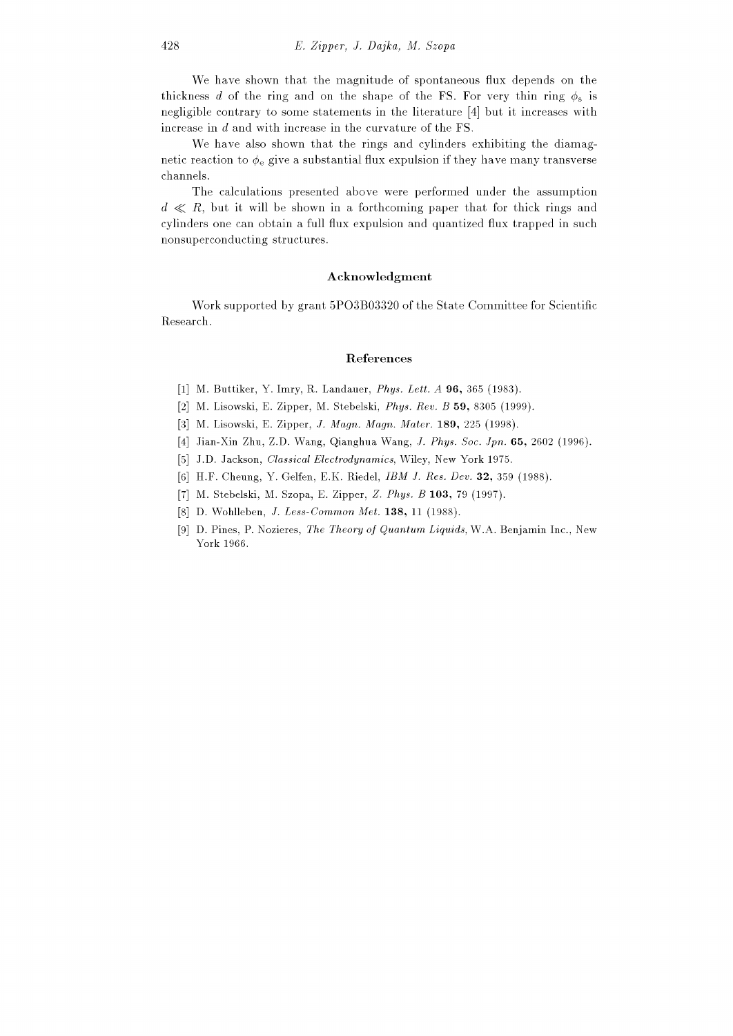We have shown that the magnitude of spontaneous flux depends on the thickness $d$ of the ring and on the shape of the FS. For very thin ring $\phi_s$ is negligible contrary to some statements in the literature [4] but it increases with increase in $d$ and with increase in the curvature of the FS.

We have also shown that the rings and cylinders exhibiting the diamagnetic reaction to $\phi_e$ give a substantial flux expulsion if they have many transverse channels.

The calculations presented above were performed under the assumption $d \ll R$, but it will be shown in a forthcoming paper that for thick rings and cylinders one can obtain a full flux expulsion and quantized flux trapped in such nonsuperconducting structures.

## Acknowledgment

Work supported by grant 5PO3B03320 of the State Committee for Scientific Research.

## References

[1] M. Buttiker, Y. Imry, R. Landauer, *Phys. Lett. A* **96**, 365 (1983).

[2] M. Lisowski, E. Zipper, M. Stebelski, *Phys. Rev. B* **59**, 8305 (1999).

[3] M. Lisowski, E. Zipper, *J. Magn. Magn. Mater.* **189**, 225 (1998).

[4] Jian-Xin Zhu, Z.D. Wang, Qianghua Wang, *J. Phys. Soc. Jpn.* **65**, 2602 (1996).

[5] J.D. Jackson, *Classical Electrodynamics*, Wiley, New York 1975.

[6] H.F. Cheung, Y. Gelfen, E.K. Riedel, *IBM J. Res. Dev.* **32**, 359 (1988).

[7] M. Stebelski, M. Szopa, E. Zipper, *Z. Phys. B* **103**, 79 (1997).

[8] D. Wohlleben, *J. Less-Common Met.* **138**, 11 (1988).

[9] D. Pines, P. Nozieres, *The Theory of Quantum Liquids*, W.A. Benjamin Inc., New York 1966.